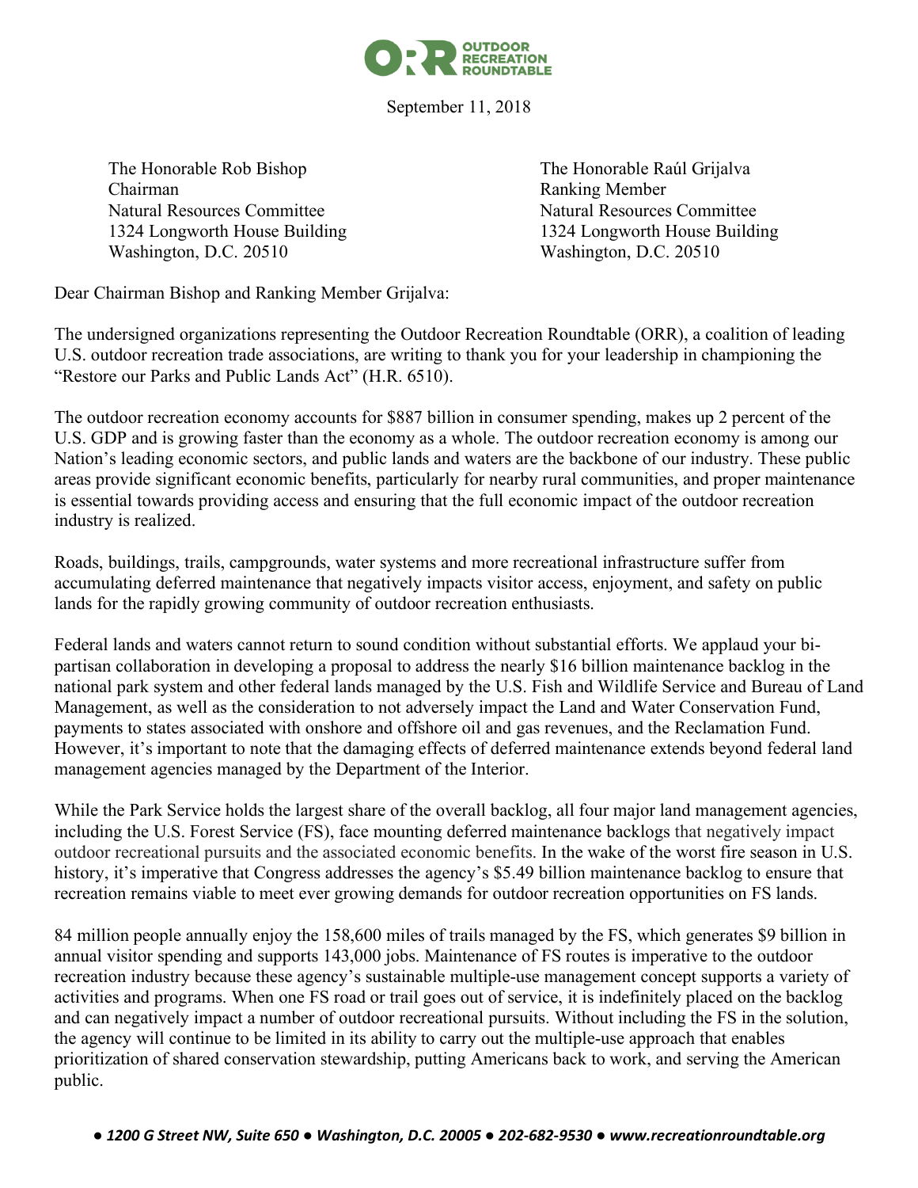OUTDOOR RECREATION ROUNDTABLE

September 11, 2018

The Honorable Rob Bishop
Chairman
Natural Resources Committee
1324 Longworth House Building
Washington, D.C. 20510

The Honorable Raúl Grijalva
Ranking Member
Natural Resources Committee
1324 Longworth House Building
Washington, D.C. 20510

Dear Chairman Bishop and Ranking Member Grijalva:

The undersigned organizations representing the Outdoor Recreation Roundtable (ORR), a coalition of leading U.S. outdoor recreation trade associations, are writing to thank you for your leadership in championing the "Restore our Parks and Public Lands Act" (H.R. 6510).

The outdoor recreation economy accounts for $887 billion in consumer spending, makes up 2 percent of the U.S. GDP and is growing faster than the economy as a whole. The outdoor recreation economy is among our Nation's leading economic sectors, and public lands and waters are the backbone of our industry. These public areas provide significant economic benefits, particularly for nearby rural communities, and proper maintenance is essential towards providing access and ensuring that the full economic impact of the outdoor recreation industry is realized.

Roads, buildings, trails, campgrounds, water systems and more recreational infrastructure suffer from accumulating deferred maintenance that negatively impacts visitor access, enjoyment, and safety on public lands for the rapidly growing community of outdoor recreation enthusiasts.

Federal lands and waters cannot return to sound condition without substantial efforts. We applaud your bi-partisan collaboration in developing a proposal to address the nearly $16 billion maintenance backlog in the national park system and other federal lands managed by the U.S. Fish and Wildlife Service and Bureau of Land Management, as well as the consideration to not adversely impact the Land and Water Conservation Fund, payments to states associated with onshore and offshore oil and gas revenues, and the Reclamation Fund. However, it's important to note that the damaging effects of deferred maintenance extends beyond federal land management agencies managed by the Department of the Interior.

While the Park Service holds the largest share of the overall backlog, all four major land management agencies, including the U.S. Forest Service (FS), face mounting deferred maintenance backlogs that negatively impact outdoor recreational pursuits and the associated economic benefits. In the wake of the worst fire season in U.S. history, it's imperative that Congress addresses the agency's $5.49 billion maintenance backlog to ensure that recreation remains viable to meet ever growing demands for outdoor recreation opportunities on FS lands.

84 million people annually enjoy the 158,600 miles of trails managed by the FS, which generates $9 billion in annual visitor spending and supports 143,000 jobs. Maintenance of FS routes is imperative to the outdoor recreation industry because these agency's sustainable multiple-use management concept supports a variety of activities and programs. When one FS road or trail goes out of service, it is indefinitely placed on the backlog and can negatively impact a number of outdoor recreational pursuits. Without including the FS in the solution, the agency will continue to be limited in its ability to carry out the multiple-use approach that enables prioritization of shared conservation stewardship, putting Americans back to work, and serving the American public.

*● 1200 G Street NW, Suite 650 ● Washington, D.C. 20005 ● 202-682-9530 ● www.recreationroundtable.org*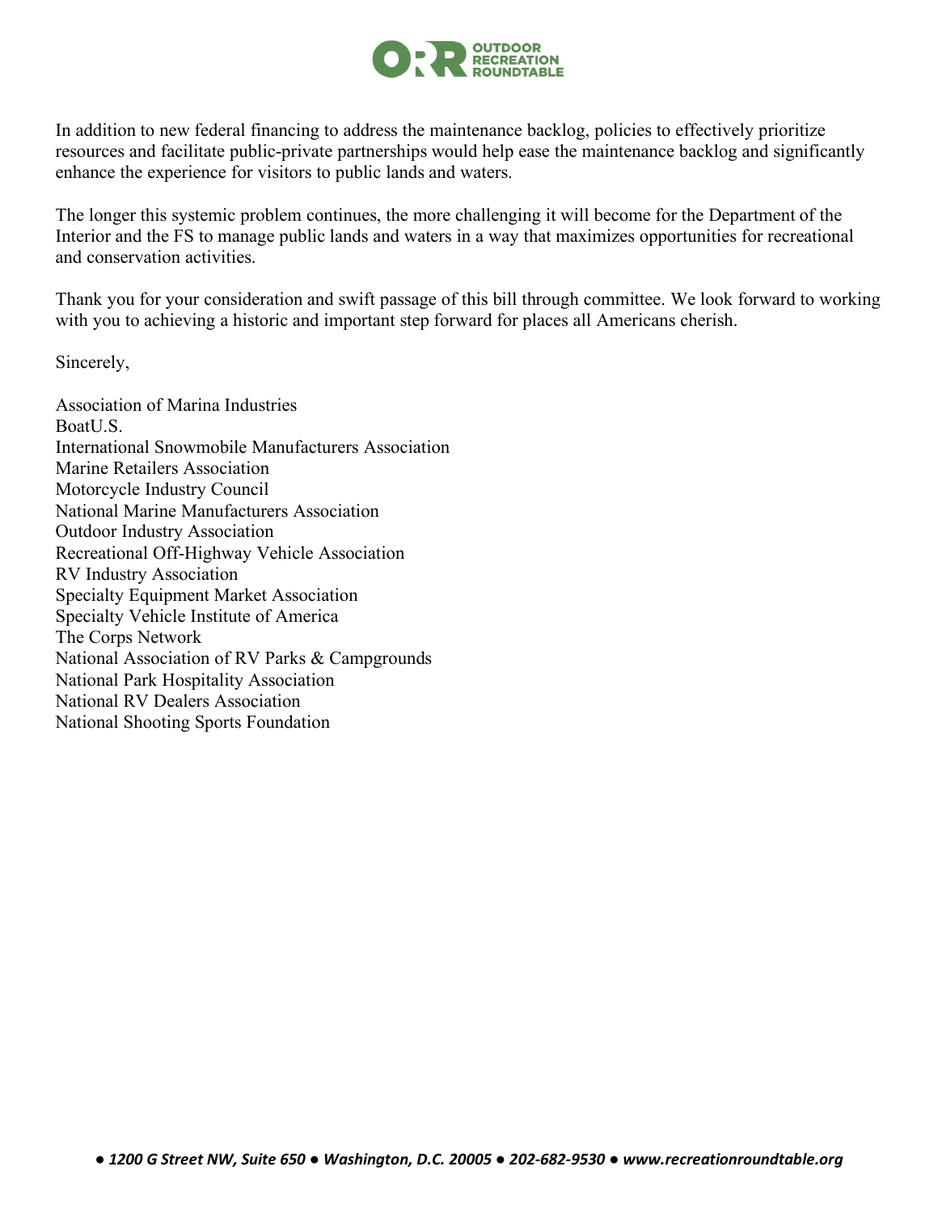In addition to new federal financing to address the maintenance backlog, policies to effectively prioritize resources and facilitate public-private partnerships would help ease the maintenance backlog and significantly enhance the experience for visitors to public lands and waters.

The longer this systemic problem continues, the more challenging it will become for the Department of the Interior and the FS to manage public lands and waters in a way that maximizes opportunities for recreational and conservation activities.

Thank you for your consideration and swift passage of this bill through committee. We look forward to working with you to achieving a historic and important step forward for places all Americans cherish.

Sincerely,

Association of Marina Industries
BoatU.S.
International Snowmobile Manufacturers Association
Marine Retailers Association
Motorcycle Industry Council
National Marine Manufacturers Association
Outdoor Industry Association
Recreational Off-Highway Vehicle Association
RV Industry Association
Specialty Equipment Market Association
Specialty Vehicle Institute of America
The Corps Network
National Association of RV Parks & Campgrounds
National Park Hospitality Association
National RV Dealers Association
National Shooting Sports Foundation